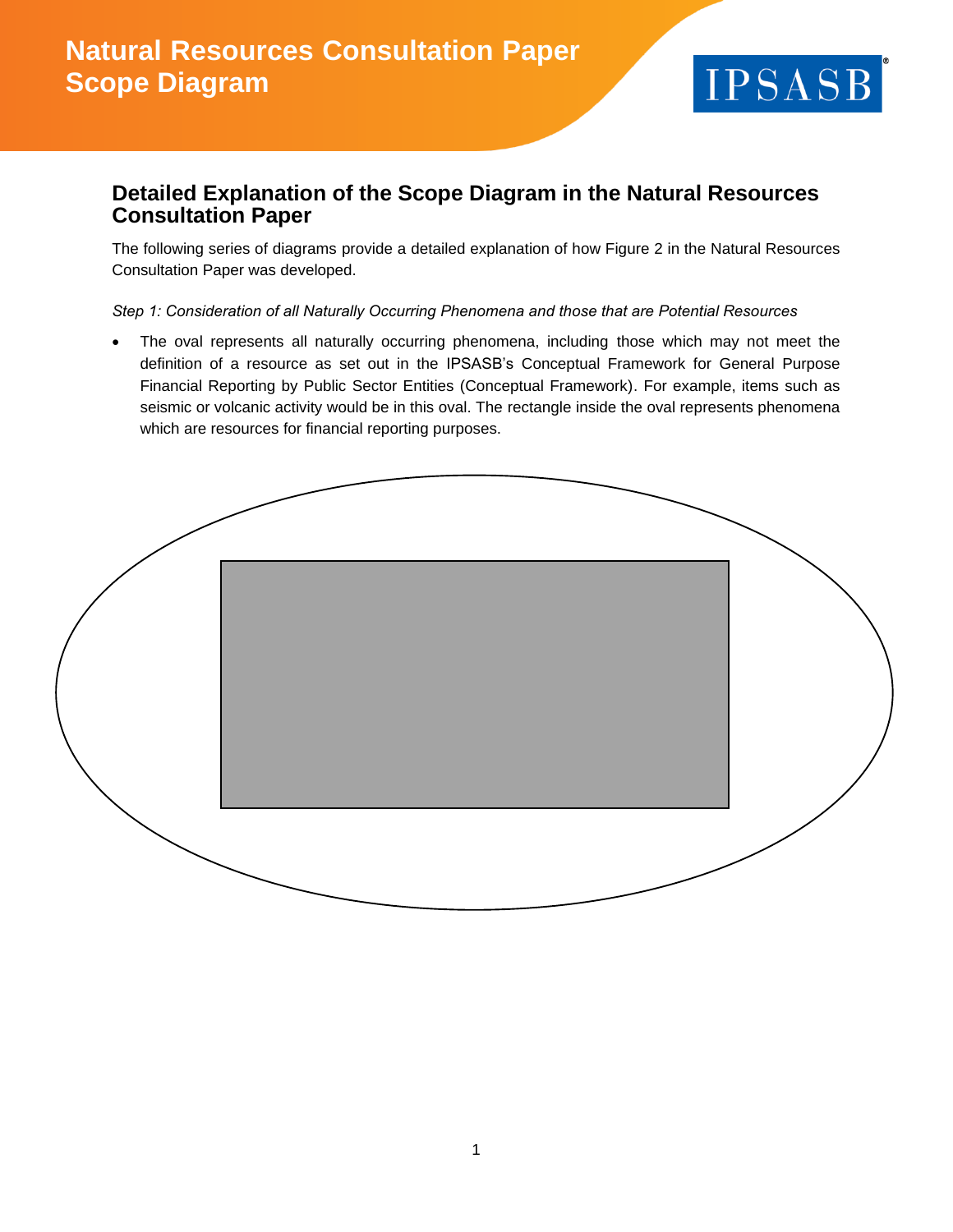# Natural Resources Consultation Paper Scope Diagram

## Detailed Explanation of the Scope Diagram in the Natural Resources Consultation Paper

The following series of diagrams provide a detailed explanation of how Figure 2 in the Natural Resources Consultation Paper was developed.

*Step 1: Consideration of all Naturally Occurring Phenomena and those that are Potential Resources*

- The oval represents all naturally occurring phenomena, including those which may not meet the definition of a resource as set out in the IPSASB's Conceptual Framework for General Purpose Financial Reporting by Public Sector Entities (Conceptual Framework). For example, items such as seismic or volcanic activity would be in this oval. The rectangle inside the oval represents phenomena which are resources for financial reporting purposes.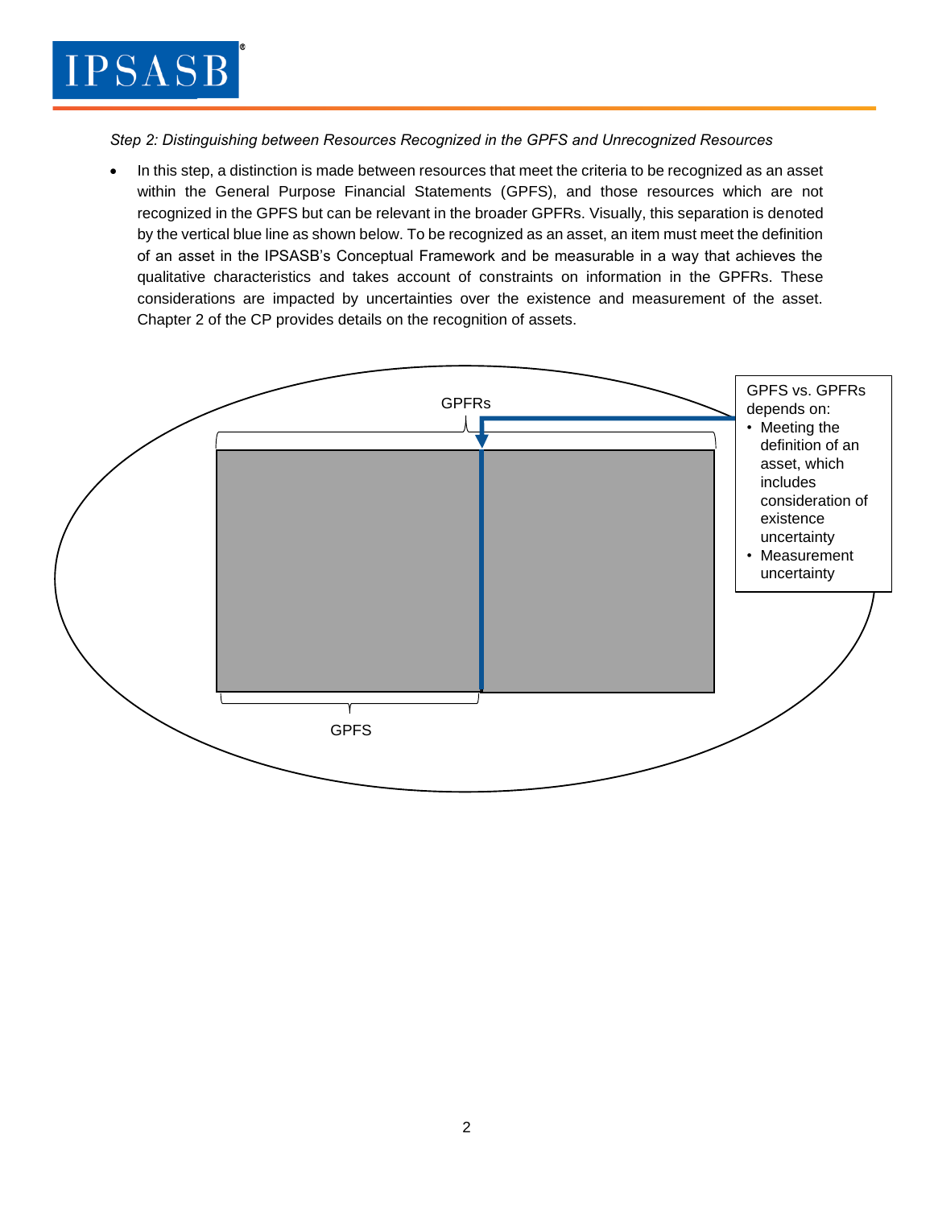*Step 2: Distinguishing between Resources Recognized in the GPFS and Unrecognized Resources*

- In this step, a distinction is made between resources that meet the criteria to be recognized as an asset within the General Purpose Financial Statements (GPFS), and those resources which are not recognized in the GPFS but can be relevant in the broader GPFRs. Visually, this separation is denoted by the vertical blue line as shown below. To be recognized as an asset, an item must meet the definition of an asset in the IPSASB's Conceptual Framework and be measurable in a way that achieves the qualitative characteristics and takes account of constraints on information in the GPFRs. These considerations are impacted by uncertainties over the existence and measurement of the asset. Chapter 2 of the CP provides details on the recognition of assets.

GPFRs

GPFS vs. GPFRs depends on:

- Meeting the definition of an asset, which includes consideration of existence uncertainty
- Measurement uncertainty

GPFS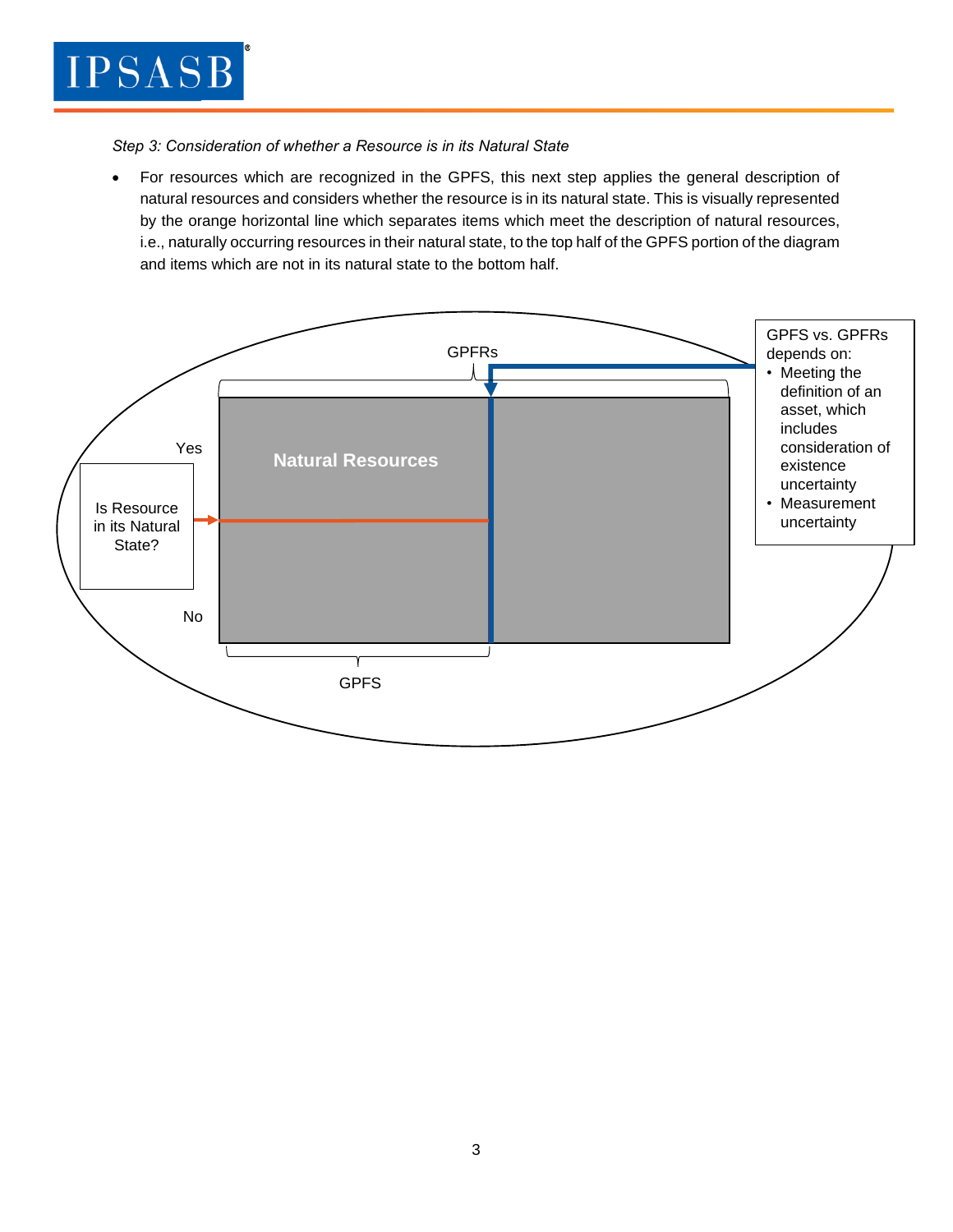*Step 3: Consideration of whether a Resource is in its Natural State*

- For resources which are recognized in the GPFS, this next step applies the general description of natural resources and considers whether the resource is in its natural state. This is visually represented by the orange horizontal line which separates items which meet the description of natural resources, i.e., naturally occurring resources in their natural state, to the top half of the GPFS portion of the diagram and items which are not in its natural state to the bottom half.

GPFRs

Yes

Natural Resources

Is Resource in its Natural State?

No

GPFS

GPFS vs. GPFRs depends on:
- Meeting the definition of an asset, which includes consideration of existence uncertainty
- Measurement uncertainty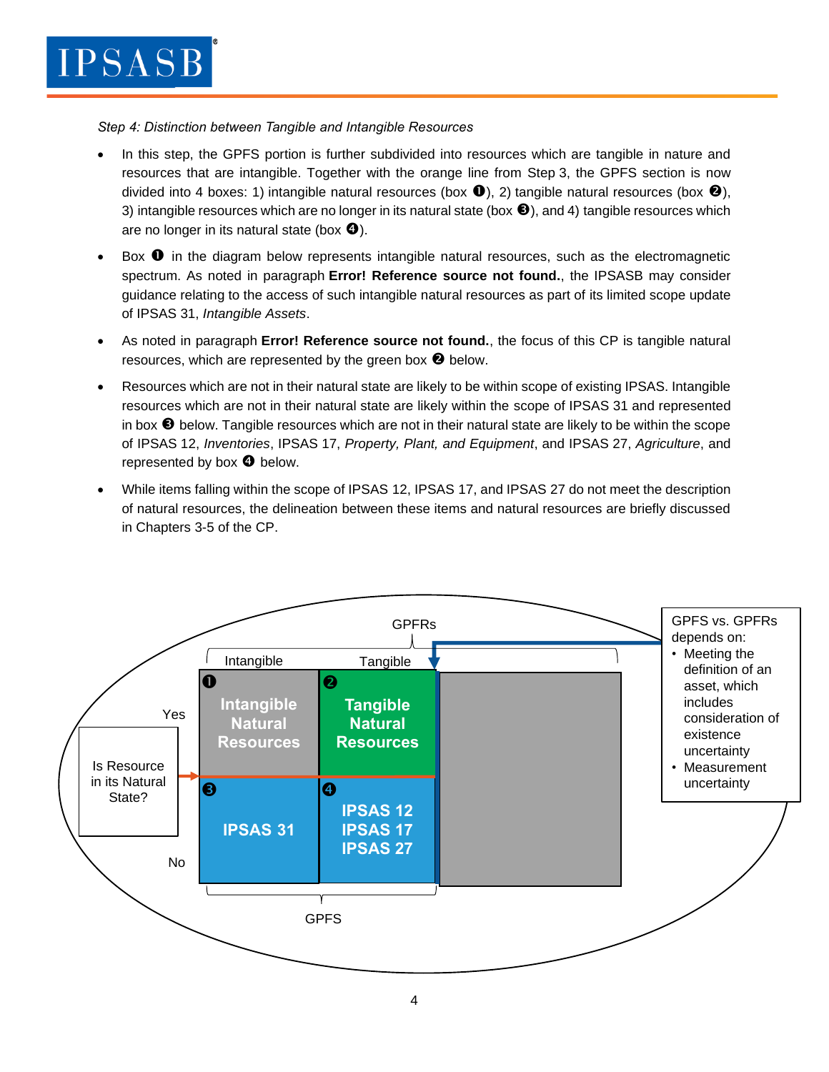*Step 4: Distinction between Tangible and Intangible Resources*

- In this step, the GPFS portion is further subdivided into resources which are tangible in nature and resources that are intangible. Together with the orange line from Step 3, the GPFS section is now divided into 4 boxes: 1) intangible natural resources (box ❶), 2) tangible natural resources (box ❷), 3) intangible resources which are no longer in its natural state (box ❸), and 4) tangible resources which are no longer in its natural state (box ❹).
- Box ❶ in the diagram below represents intangible natural resources, such as the electromagnetic spectrum. As noted in paragraph **Error! Reference source not found.**, the IPSASB may consider guidance relating to the access of such intangible natural resources as part of its limited scope update of IPSAS 31, *Intangible Assets*.
- As noted in paragraph **Error! Reference source not found.**, the focus of this CP is tangible natural resources, which are represented by the green box ❷ below.
- Resources which are not in their natural state are likely to be within scope of existing IPSAS. Intangible resources which are not in their natural state are likely within the scope of IPSAS 31 and represented in box ❸ below. Tangible resources which are not in their natural state are likely to be within the scope of IPSAS 12, *Inventories*, IPSAS 17, *Property, Plant, and Equipment*, and IPSAS 27, *Agriculture*, and represented by box ❹ below.
- While items falling within the scope of IPSAS 12, IPSAS 17, and IPSAS 27 do not meet the description of natural resources, the delineation between these items and natural resources are briefly discussed in Chapters 3-5 of the CP.

GPFRs

| Is Resource in its Natural State? | Intangible | Tangible |
|---|---|---|
| Yes | ❶ Intangible Natural Resources | ❷ Tangible Natural Resources |
| No | ❸ IPSAS 31 | ❹ IPSAS 12, IPSAS 17, IPSAS 27 |

GPFS

GPFS vs. GPFRs depends on:
- Meeting the definition of an asset, which includes consideration of existence uncertainty
- Measurement uncertainty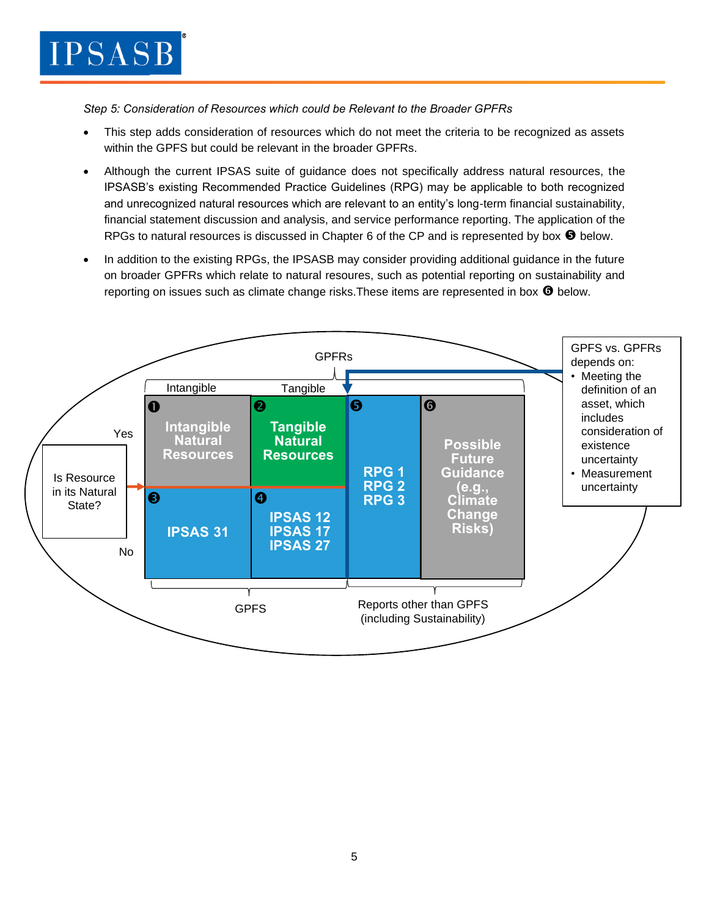*Step 5: Consideration of Resources which could be Relevant to the Broader GPFRs*

- This step adds consideration of resources which do not meet the criteria to be recognized as assets within the GPFS but could be relevant in the broader GPFRs.
- Although the current IPSAS suite of guidance does not specifically address natural resources, the IPSASB's existing Recommended Practice Guidelines (RPG) may be applicable to both recognized and unrecognized natural resources which are relevant to an entity's long-term financial sustainability, financial statement discussion and analysis, and service performance reporting. The application of the RPGs to natural resources is discussed in Chapter 6 of the CP and is represented by box ❺ below.
- In addition to the existing RPGs, the IPSASB may consider providing additional guidance in the future on broader GPFRs which relate to natural resoures, such as potential reporting on sustainability and reporting on issues such as climate change risks.These items are represented in box ❻ below.

GPFRs

| Is Resource in its Natural State? | Intangible | Tangible | | |
|---|---|---|---|---|
| Yes | ❶ Intangible Natural Resources | ❷ Tangible Natural Resources | ❺ RPG 1 RPG 2 RPG 3 | ❻ Possible Future Guidance (e.g., Climate Change Risks) |
| No | ❸ IPSAS 31 | ❹ IPSAS 12 IPSAS 17 IPSAS 27 | | |
| | GPFS | | Reports other than GPFS (including Sustainability) | |

GPFS vs. GPFRs depends on:

- Meeting the definition of an asset, which includes consideration of existence uncertainty
- Measurement uncertainty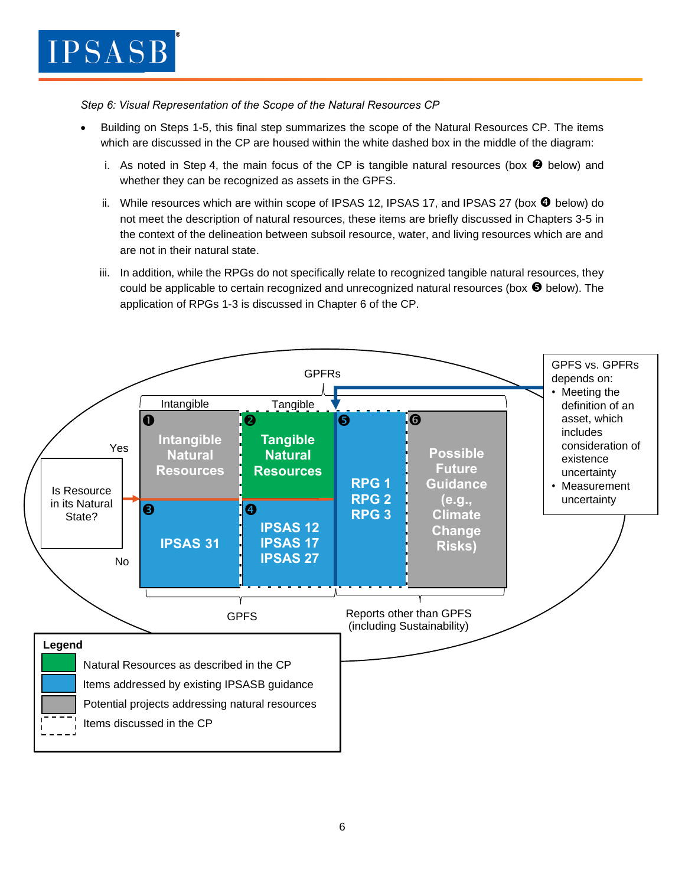*Step 6: Visual Representation of the Scope of the Natural Resources CP*

- Building on Steps 1-5, this final step summarizes the scope of the Natural Resources CP. The items which are discussed in the CP are housed within the white dashed box in the middle of the diagram:
  - i. As noted in Step 4, the main focus of the CP is tangible natural resources (box ❷ below) and whether they can be recognized as assets in the GPFS.
  - ii. While resources which are within scope of IPSAS 12, IPSAS 17, and IPSAS 27 (box ❹ below) do not meet the description of natural resources, these items are briefly discussed in Chapters 3-5 in the context of the delineation between subsoil resource, water, and living resources which are and are not in their natural state.
  - iii. In addition, while the RPGs do not specifically relate to recognized tangible natural resources, they could be applicable to certain recognized and unrecognized natural resources (box ❺ below). The application of RPGs 1-3 is discussed in Chapter 6 of the CP.

GPFRs

Intangible

Tangible

Is Resource in its Natural State?

Yes

No

❶ Intangible Natural Resources

❷ Tangible Natural Resources

❸ IPSAS 31

❹ IPSAS 12 IPSAS 17 IPSAS 27

❺ RPG 1 RPG 2 RPG 3

❻ Possible Future Guidance (e.g., Climate Change Risks)

GPFS

Reports other than GPFS (including Sustainability)

GPFS vs. GPFRs depends on:
- Meeting the definition of an asset, which includes consideration of existence uncertainty
- Measurement uncertainty

**Legend**

Natural Resources as described in the CP

Items addressed by existing IPSASB guidance

Potential projects addressing natural resources

Items discussed in the CP